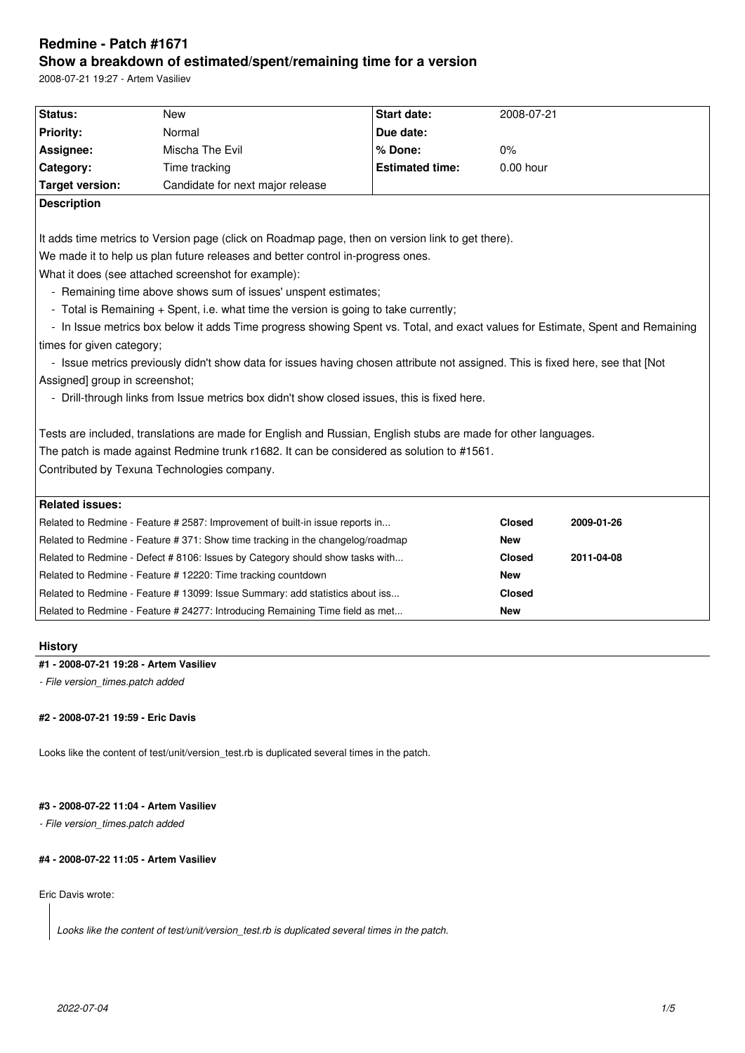# Redmine - Patch #1671

## Show a breakdown of estimated/spent/remaining time for a version

2008-07-21 19:27 - Artem Vasiliev

| | | | |
|---|---|---|---|
| **Status:** | New | **Start date:** | 2008-07-21 |
| **Priority:** | Normal | **Due date:** | |
| **Assignee:** | Mischa The Evil | **% Done:** | 0% |
| **Category:** | Time tracking | **Estimated time:** | 0.00 hour |
| **Target version:** | Candidate for next major release | | |

**Description**

It adds time metrics to Version page (click on Roadmap page, then on version link to get there).
We made it to help us plan future releases and better control in-progress ones.
What it does (see attached screenshot for example):
- Remaining time above shows sum of issues' unspent estimates;
- Total is Remaining + Spent, i.e. what time the version is going to take currently;
- In Issue metrics box below it adds Time progress showing Spent vs. Total, and exact values for Estimate, Spent and Remaining times for given category;
- Issue metrics previously didn't show data for issues having chosen attribute not assigned. This is fixed here, see that [Not Assigned] group in screenshot;
- Drill-through links from Issue metrics box didn't show closed issues, this is fixed here.

Tests are included, translations are made for English and Russian, English stubs are made for other languages.
The patch is made against Redmine trunk r1682. It can be considered as solution to #1561.
Contributed by Texuna Technologies company.

**Related issues:**

| | | |
|---|---|---|
| Related to Redmine - Feature # 2587: Improvement of built-in issue reports in... | **Closed** | **2009-01-26** |
| Related to Redmine - Feature # 371: Show time tracking in the changelog/roadmap | **New** | |
| Related to Redmine - Defect # 8106: Issues by Category should show tasks with... | **Closed** | **2011-04-08** |
| Related to Redmine - Feature # 12220: Time tracking countdown | **New** | |
| Related to Redmine - Feature # 13099: Issue Summary: add statistics about iss... | **Closed** | |
| Related to Redmine - Feature # 24277: Introducing Remaining Time field as met... | **New** | |

### History

#### #1 - 2008-07-21 19:28 - Artem Vasiliev

*- File version_times.patch added*

#### #2 - 2008-07-21 19:59 - Eric Davis

Looks like the content of test/unit/version_test.rb is duplicated several times in the patch.

#### #3 - 2008-07-22 11:04 - Artem Vasiliev

*- File version_times.patch added*

#### #4 - 2008-07-22 11:05 - Artem Vasiliev

Eric Davis wrote:

> *Looks like the content of test/unit/version_test.rb is duplicated several times in the patch.*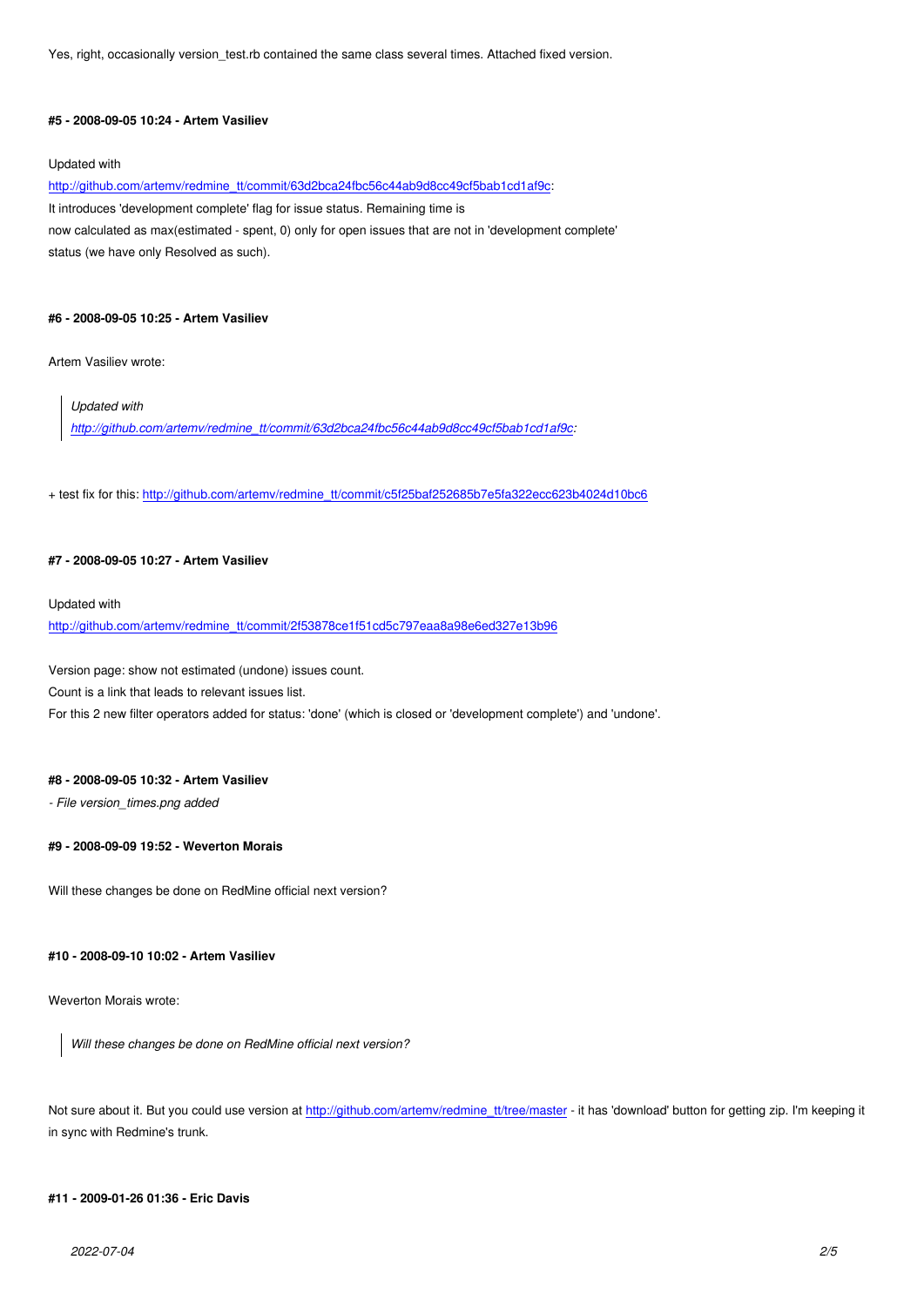Yes, right, occasionally version_test.rb contained the same class several times. Attached fixed version.

#### #5 - 2008-09-05 10:24 - Artem Vasiliev

Updated with
http://github.com/artemv/redmine_tt/commit/63d2bca24fbc56c44ab9d8cc49cf5bab1cd1af9c:
It introduces 'development complete' flag for issue status. Remaining time is
now calculated as max(estimated - spent, 0) only for open issues that are not in 'development complete'
status (we have only Resolved as such).

#### #6 - 2008-09-05 10:25 - Artem Vasiliev

Artem Vasiliev wrote:

> *Updated with*
> *http://github.com/artemv/redmine_tt/commit/63d2bca24fbc56c44ab9d8cc49cf5bab1cd1af9c:*

+ test fix for this: http://github.com/artemv/redmine_tt/commit/c5f25baf252685b7e5fa322ecc623b4024d10bc6

#### #7 - 2008-09-05 10:27 - Artem Vasiliev

Updated with
http://github.com/artemv/redmine_tt/commit/2f53878ce1f51cd5c797eaa8a98e6ed327e13b96

Version page: show not estimated (undone) issues count.
Count is a link that leads to relevant issues list.
For this 2 new filter operators added for status: 'done' (which is closed or 'development complete') and 'undone'.

#### #8 - 2008-09-05 10:32 - Artem Vasiliev

*- File version_times.png added*

#### #9 - 2008-09-09 19:52 - Weverton Morais

Will these changes be done on RedMine official next version?

#### #10 - 2008-09-10 10:02 - Artem Vasiliev

Weverton Morais wrote:

> *Will these changes be done on RedMine official next version?*

Not sure about it. But you could use version at http://github.com/artemv/redmine_tt/tree/master - it has 'download' button for getting zip. I'm keeping it in sync with Redmine's trunk.

#### #11 - 2009-01-26 01:36 - Eric Davis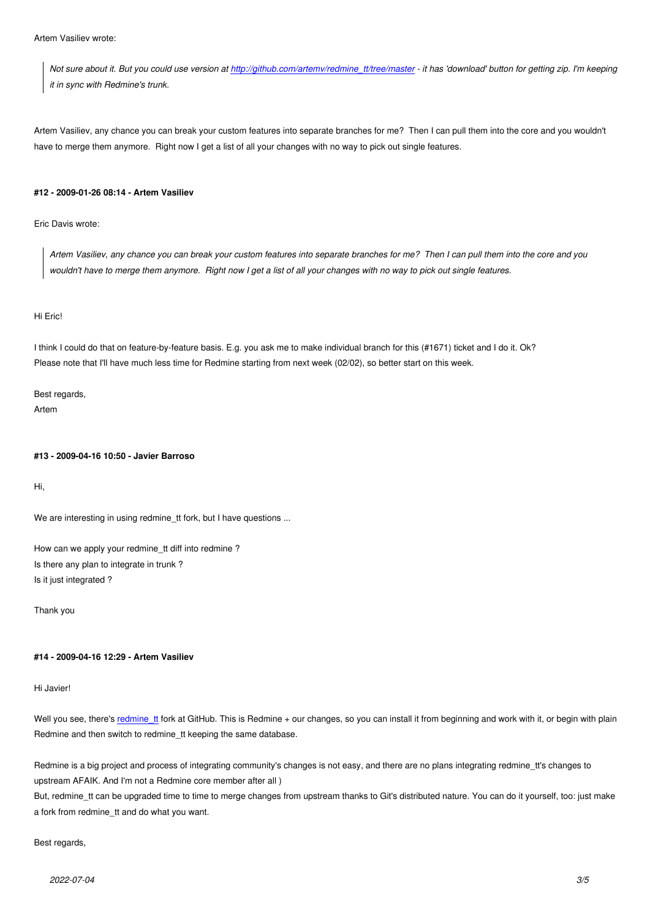Artem Vasiliev wrote:

> *Not sure about it. But you could use version at [http://github.com/artemv/redmine_tt/tree/master](http://github.com/artemv/redmine_tt/tree/master) - it has 'download' button for getting zip. I'm keeping it in sync with Redmine's trunk.*

Artem Vasiliev, any chance you can break your custom features into separate branches for me? Then I can pull them into the core and you wouldn't have to merge them anymore. Right now I get a list of all your changes with no way to pick out single features.

#### #12 - 2009-01-26 08:14 - Artem Vasiliev

Eric Davis wrote:

> *Artem Vasiliev, any chance you can break your custom features into separate branches for me? Then I can pull them into the core and you wouldn't have to merge them anymore. Right now I get a list of all your changes with no way to pick out single features.*

Hi Eric!

I think I could do that on feature-by-feature basis. E.g. you ask me to make individual branch for this (#1671) ticket and I do it. Ok?
Please note that I'll have much less time for Redmine starting from next week (02/02), so better start on this week.

Best regards,
Artem

#### #13 - 2009-04-16 10:50 - Javier Barroso

Hi,

We are interesting in using redmine_tt fork, but I have questions ...

How can we apply your redmine_tt diff into redmine ?
Is there any plan to integrate in trunk ?
Is it just integrated ?

Thank you

#### #14 - 2009-04-16 12:29 - Artem Vasiliev

Hi Javier!

Well you see, there's [redmine_tt](redmine_tt) fork at GitHub. This is Redmine + our changes, so you can install it from beginning and work with it, or begin with plain Redmine and then switch to redmine_tt keeping the same database.

Redmine is a big project and process of integrating community's changes is not easy, and there are no plans integrating redmine_tt's changes to upstream AFAIK. And I'm not a Redmine core member after all )
But, redmine_tt can be upgraded time to time to merge changes from upstream thanks to Git's distributed nature. You can do it yourself, too: just make a fork from redmine_tt and do what you want.

Best regards,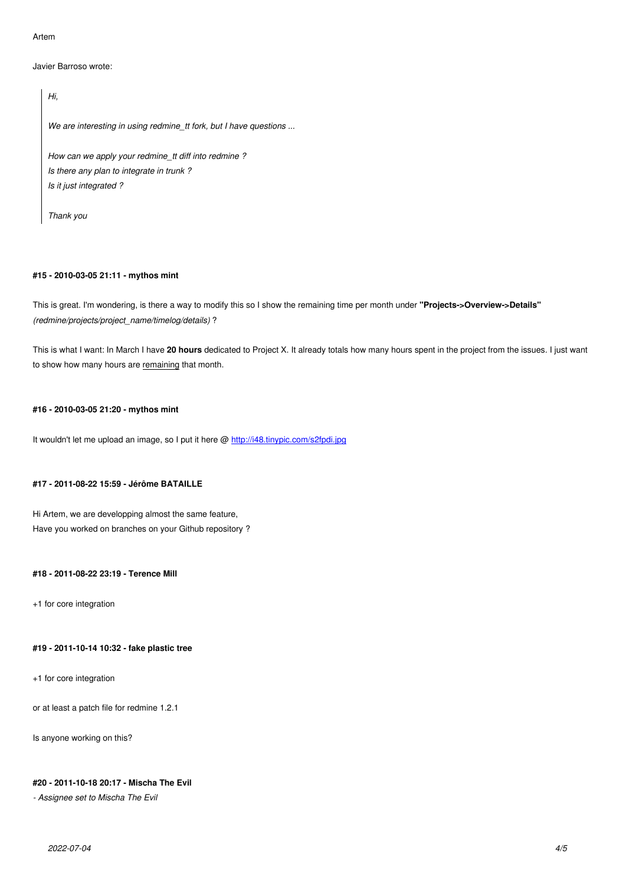Artem

Javier Barroso wrote:

> *Hi,*
>
> *We are interesting in using redmine_tt fork, but I have questions ...*
>
> *How can we apply your redmine_tt diff into redmine ?*
> *Is there any plan to integrate in trunk ?*
> *Is it just integrated ?*
>
> *Thank you*

#### #15 - 2010-03-05 21:11 - mythos mint

This is great. I'm wondering, is there a way to modify this so I show the remaining time per month under **"Projects->Overview->Details"** *(redmine/projects/project_name/timelog/details)* ?

This is what I want: In March I have **20 hours** dedicated to Project X. It already totals how many hours spent in the project from the issues. I just want to show how many hours are <u>remaining</u> that month.

#### #16 - 2010-03-05 21:20 - mythos mint

It wouldn't let me upload an image, so I put it here @ [http://i48.tinypic.com/s2fpdi.jpg](http://i48.tinypic.com/s2fpdi.jpg)

#### #17 - 2011-08-22 15:59 - Jérôme BATAILLE

Hi Artem, we are developping almost the same feature,
Have you worked on branches on your Github repository ?

#### #18 - 2011-08-22 23:19 - Terence Mill

+1 for core integration

#### #19 - 2011-10-14 10:32 - fake plastic tree

+1 for core integration

or at least a patch file for redmine 1.2.1

Is anyone working on this?

#### #20 - 2011-10-18 20:17 - Mischa The Evil

*- Assignee set to Mischa The Evil*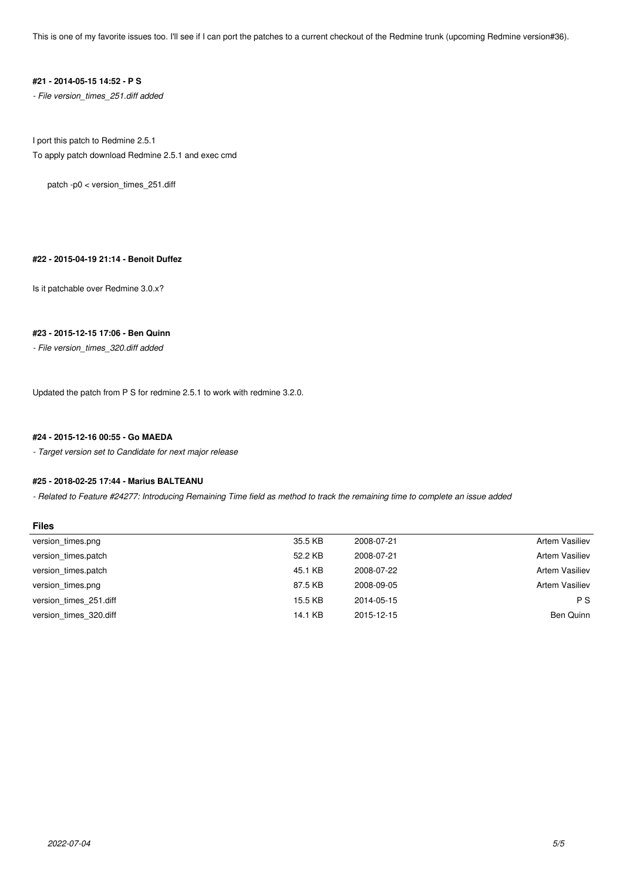This is one of my favorite issues too. I'll see if I can port the patches to a current checkout of the Redmine trunk (upcoming Redmine version#36).

#### #21 - 2014-05-15 14:52 - P S

*- File version_times_251.diff added*

I port this patch to Redmine 2.5.1
To apply patch download Redmine 2.5.1 and exec cmd

```
patch -p0 < version_times_251.diff
```

#### #22 - 2015-04-19 21:14 - Benoit Duffez

Is it patchable over Redmine 3.0.x?

#### #23 - 2015-12-15 17:06 - Ben Quinn

*- File version_times_320.diff added*

Updated the patch from P S for redmine 2.5.1 to work with redmine 3.2.0.

#### #24 - 2015-12-16 00:55 - Go MAEDA

*- Target version set to Candidate for next major release*

#### #25 - 2018-02-25 17:44 - Marius BALTEANU

*- Related to Feature #24277: Introducing Remaining Time field as method to track the remaining time to complete an issue added*

### Files

| | | | |
|---|---|---|---|
| version_times.png | 35.5 KB | 2008-07-21 | Artem Vasiliev |
| version_times.patch | 52.2 KB | 2008-07-21 | Artem Vasiliev |
| version_times.patch | 45.1 KB | 2008-07-22 | Artem Vasiliev |
| version_times.png | 87.5 KB | 2008-09-05 | Artem Vasiliev |
| version_times_251.diff | 15.5 KB | 2014-05-15 | P S |
| version_times_320.diff | 14.1 KB | 2015-12-15 | Ben Quinn |